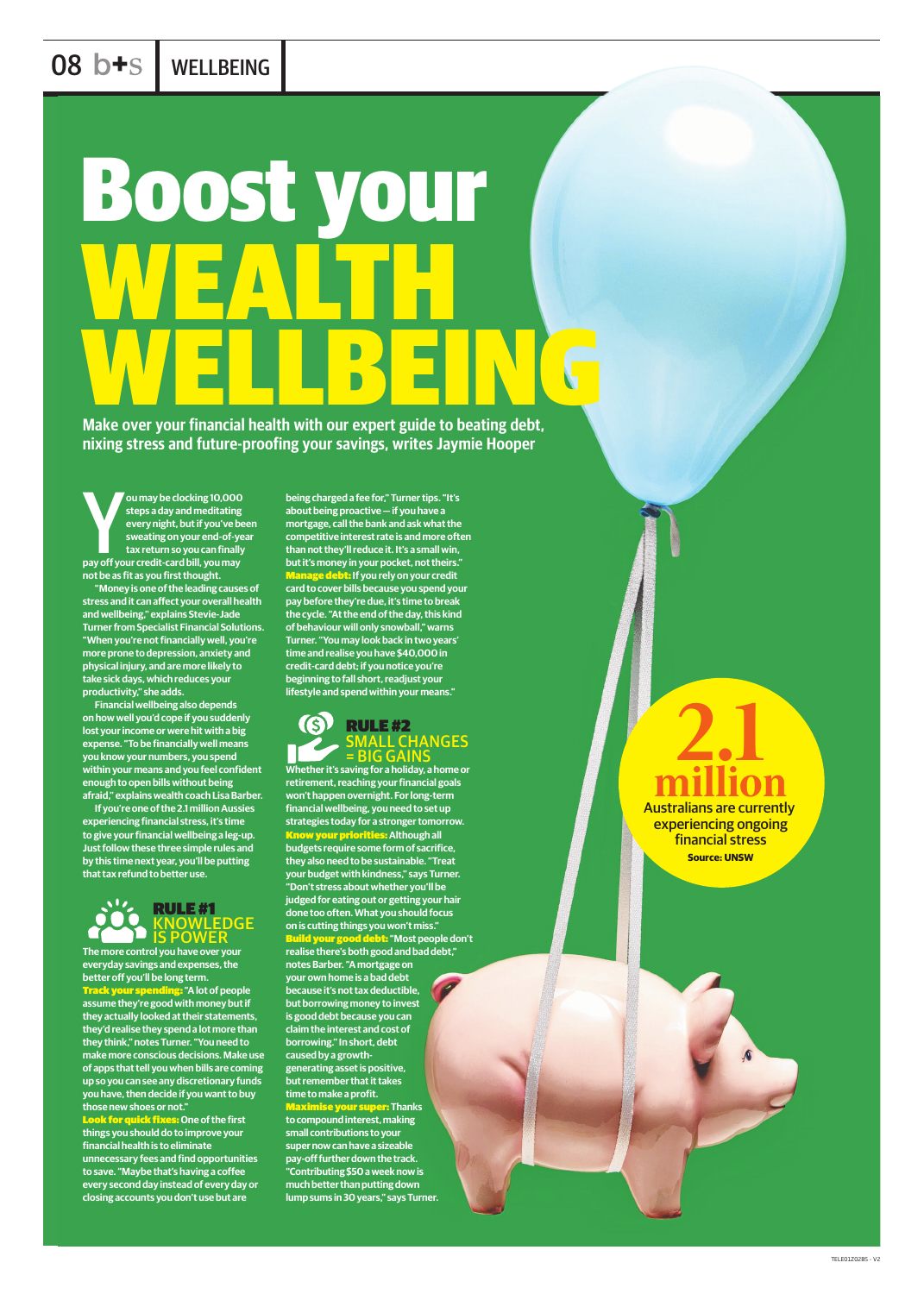# Boost your WEALTH WELLBEING

**Make over your financial health with our expert guide to beating debt, nixing stress and future-proofing your savings, writes Jaymie Hooper**

You may be clocking 10,000 steps a day and meditating every night, but if you've been sweating on your end-of-year tax return so you can finally pay off your credit-card bill, you may not be as fit as you first thought.

"Money is one of the leading causes of stress and it can affect your overall health and wellbeing," explains Stevie-Jade Turner from Specialist Financial Solutions. "When you're not financially well, you're more prone to depression, anxiety and physical injury, and are more likely to take sick days, which reduces your productivity," she adds.

Financial wellbeing also depends on how well you'd cope if you suddenly lost your income or were hit with a big expense. "To be financially well means you know your numbers, you spend within your means and you feel confident enough to open bills without being afraid," explains wealth coach Lisa Barber.

If you're one of the 2.1 million Aussies experiencing financial stress, it's time to give your financial wellbeing a leg-up. Just follow these three simple rules and by this time next year, you'll be putting that tax refund to better use.

## RULE #1 KNOWLEDGE IS POWER

The more control you have over your everyday savings and expenses, the better off you'll be long term.

**Track your spending:** "A lot of people assume they're good with money but if they actually looked at their statements, they'd realise they spend a lot more than they think," notes Turner. "You need to make more conscious decisions. Make use of apps that tell you when bills are coming up so you can see any discretionary funds you have, then decide if you want to buy those new shoes or not."

**Look for quick fixes:** One of the first things you should do to improve your financial health is to eliminate unnecessary fees and find opportunities to save. "Maybe that's having a coffee every second day instead of every day or closing accounts you don't use but are being charged a fee for," Turner tips. "It's about being proactive – if you have a mortgage, call the bank and ask what the competitive interest rate is and more often than not they'll reduce it. It's a small win, but it's money in your pocket, not theirs."

**Manage debt:** If you rely on your credit card to cover bills because you spend your pay before they're due, it's time to break the cycle. "At the end of the day, this kind of behaviour will only snowball," warns Turner. "You may look back in two years' time and realise you have $40,000 in credit-card debt; if you notice you're beginning to fall short, readjust your lifestyle and spend within your means."

## RULE #2 SMALL CHANGES = BIG GAINS

Whether it's saving for a holiday, a home or retirement, reaching your financial goals won't happen overnight. For long-term financial wellbeing, you need to set up strategies today for a stronger tomorrow.

**Know your priorities:** Although all budgets require some form of sacrifice, they also need to be sustainable. "Treat your budget with kindness," says Turner. "Don't stress about whether you'll be judged for eating out or getting your hair done too often. What you should focus on is cutting things you won't miss."

**Build your good debt:** "Most people don't realise there's both good and bad debt," notes Barber. "A mortgage on your own home is a bad debt because it's not tax deductible, but borrowing money to invest is good debt because you can claim the interest and cost of borrowing." In short, debt caused by a growth-generating asset is positive, but remember that it takes time to make a profit.

**Maximise your super:** Thanks to compound interest, making small contributions to your super now can have a sizeable pay-off further down the track. "Contributing $50 a week now is much better than putting down lump sums in 30 years," says Turner.

**2.1 million** Australians are currently experiencing ongoing financial stress

**Source: UNSW**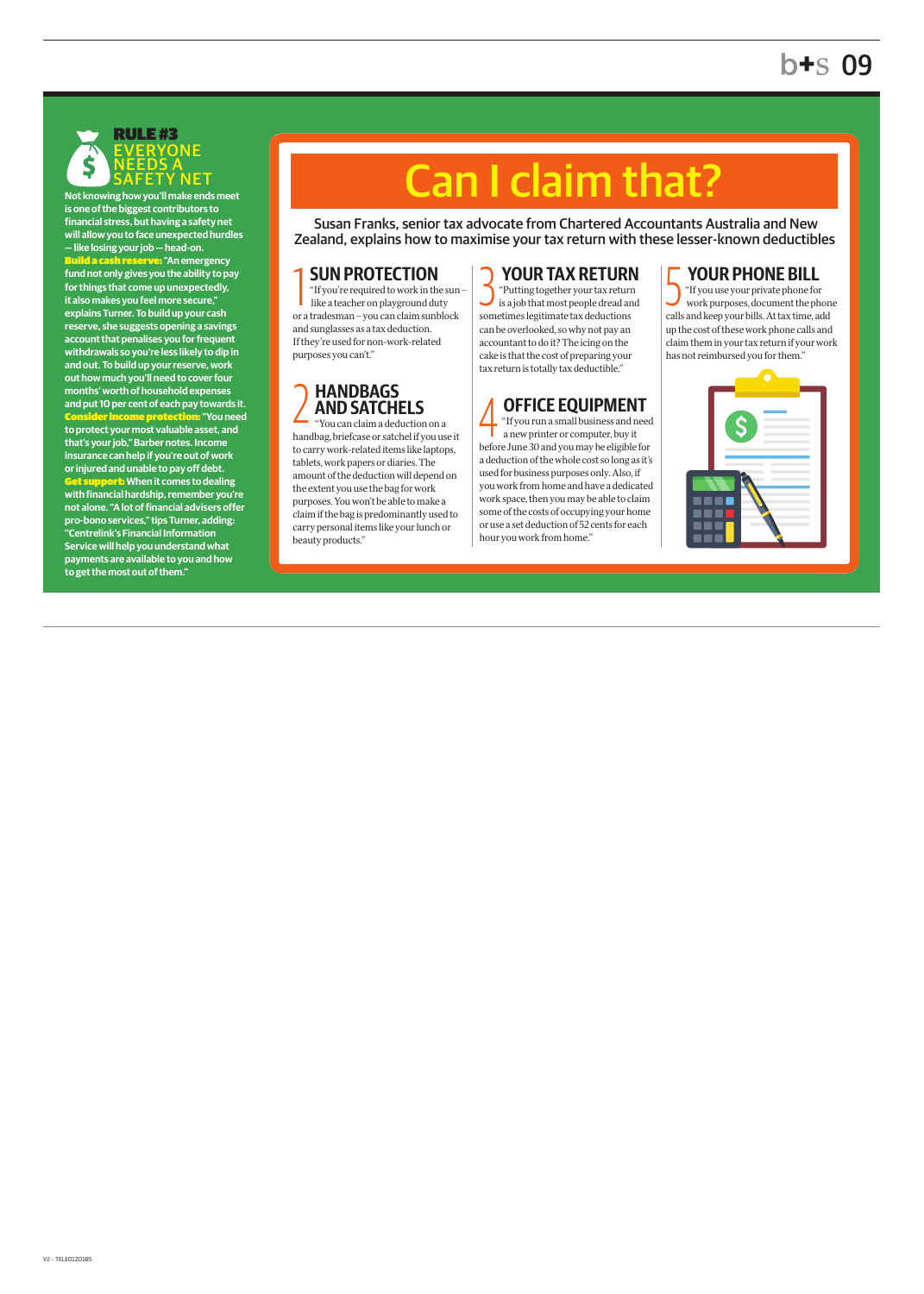## RULE #3
## EVERYONE NEEDS A SAFETY NET

**Not knowing how you'll make ends meet is one of the biggest contributors to financial stress, but having a safety net will allow you to face unexpected hurdles – like losing your job – head-on.**

**Build a cash reserve:** "An emergency fund not only gives you the ability to pay for things that come up unexpectedly, it also makes you feel more secure," explains Turner. To build up your cash reserve, she suggests opening a savings account that penalises you for frequent withdrawals so you're less likely to dip in and out. To build up your reserve, work out how much you'll need to cover four months' worth of household expenses and put 10 per cent of each pay towards it.

**Consider income protection:** "You need to protect your most valuable asset, and that's your job," Barber notes. Income insurance can help if you're out of work or injured and unable to pay off debt.

**Get support:** When it comes to dealing with financial hardship, remember you're not alone. "A lot of financial advisers offer pro-bono services," tips Turner, adding: "Centrelink's Financial Information Service will help you understand what payments are available to you and how to get the most out of them."

# Can I claim that?

Susan Franks, senior tax advocate from Chartered Accountants Australia and New Zealand, explains how to maximise your tax return with these lesser-known deductibles

### 1 SUN PROTECTION

"If you're required to work in the sun – like a teacher on playground duty or a tradesman – you can claim sunblock and sunglasses as a tax deduction. If they're used for non-work-related purposes you can't."

### 2 HANDBAGS AND SATCHELS

"You can claim a deduction on a handbag, briefcase or satchel if you use it to carry work-related items like laptops, tablets, work papers or diaries. The amount of the deduction will depend on the extent you use the bag for work purposes. You won't be able to make a claim if the bag is predominantly used to carry personal items like your lunch or beauty products."

### 3 YOUR TAX RETURN

"Putting together your tax return is a job that most people dread and sometimes legitimate tax deductions can be overlooked, so why not pay an accountant to do it? The icing on the cake is that the cost of preparing your tax return is totally tax deductible."

### 4 OFFICE EQUIPMENT

"If you run a small business and need a new printer or computer, buy it before June 30 and you may be eligible for a deduction of the whole cost so long as it's used for business purposes only. Also, if you work from home and have a dedicated work space, then you may be able to claim some of the costs of occupying your home or use a set deduction of 52 cents for each hour you work from home."

### 5 YOUR PHONE BILL

"If you use your private phone for work purposes, document the phone calls and keep your bills. At tax time, add up the cost of these work phone calls and claim them in your tax return if your work has not reimbursed you for them."